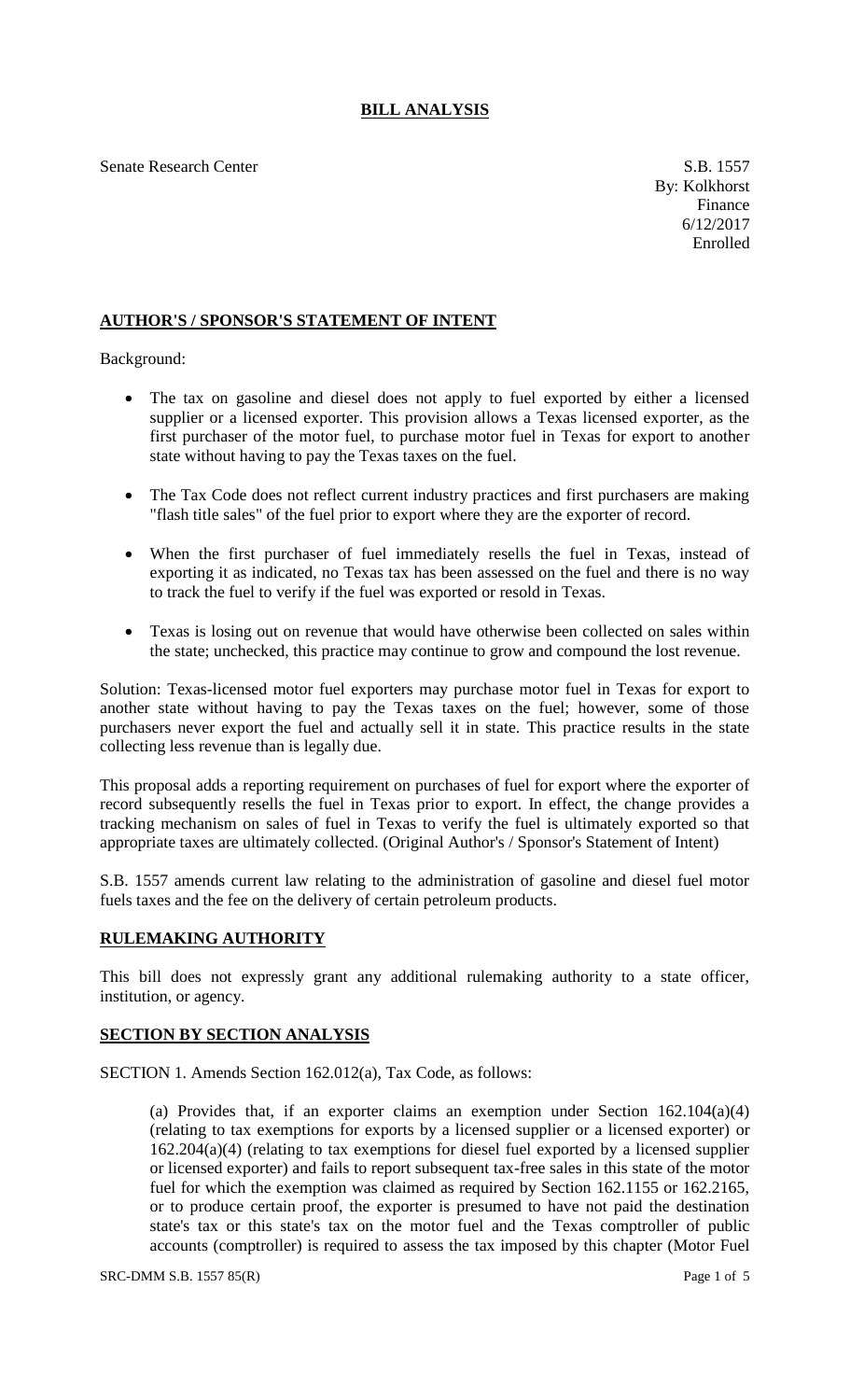# BILL ANALYSIS

Senate Research Center

S.B. 1557
By: Kolkhorst
Finance
6/12/2017
Enrolled

## AUTHOR'S / SPONSOR'S STATEMENT OF INTENT

Background:

- The tax on gasoline and diesel does not apply to fuel exported by either a licensed supplier or a licensed exporter. This provision allows a Texas licensed exporter, as the first purchaser of the motor fuel, to purchase motor fuel in Texas for export to another state without having to pay the Texas taxes on the fuel.
- The Tax Code does not reflect current industry practices and first purchasers are making "flash title sales" of the fuel prior to export where they are the exporter of record.
- When the first purchaser of fuel immediately resells the fuel in Texas, instead of exporting it as indicated, no Texas tax has been assessed on the fuel and there is no way to track the fuel to verify if the fuel was exported or resold in Texas.
- Texas is losing out on revenue that would have otherwise been collected on sales within the state; unchecked, this practice may continue to grow and compound the lost revenue.

Solution: Texas-licensed motor fuel exporters may purchase motor fuel in Texas for export to another state without having to pay the Texas taxes on the fuel; however, some of those purchasers never export the fuel and actually sell it in state. This practice results in the state collecting less revenue than is legally due.

This proposal adds a reporting requirement on purchases of fuel for export where the exporter of record subsequently resells the fuel in Texas prior to export. In effect, the change provides a tracking mechanism on sales of fuel in Texas to verify the fuel is ultimately exported so that appropriate taxes are ultimately collected. (Original Author's / Sponsor's Statement of Intent)

S.B. 1557 amends current law relating to the administration of gasoline and diesel fuel motor fuels taxes and the fee on the delivery of certain petroleum products.

## RULEMAKING AUTHORITY

This bill does not expressly grant any additional rulemaking authority to a state officer, institution, or agency.

## SECTION BY SECTION ANALYSIS

SECTION 1. Amends Section 162.012(a), Tax Code, as follows:

(a) Provides that, if an exporter claims an exemption under Section 162.104(a)(4) (relating to tax exemptions for exports by a licensed supplier or a licensed exporter) or 162.204(a)(4) (relating to tax exemptions for diesel fuel exported by a licensed supplier or licensed exporter) and fails to report subsequent tax-free sales in this state of the motor fuel for which the exemption was claimed as required by Section 162.1155 or 162.2165, or to produce certain proof, the exporter is presumed to have not paid the destination state's tax or this state's tax on the motor fuel and the Texas comptroller of public accounts (comptroller) is required to assess the tax imposed by this chapter (Motor Fuel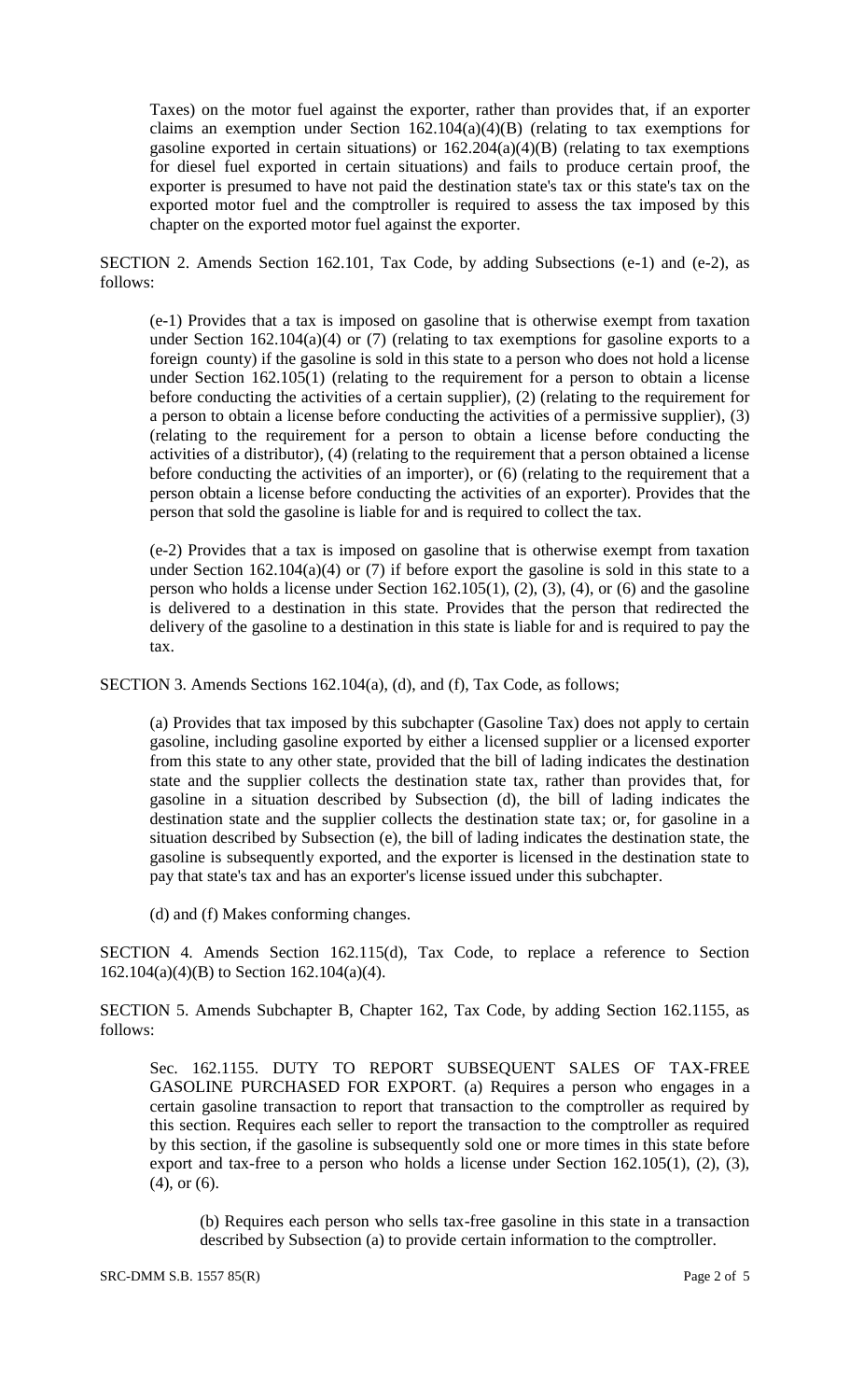Taxes) on the motor fuel against the exporter, rather than provides that, if an exporter claims an exemption under Section 162.104(a)(4)(B) (relating to tax exemptions for gasoline exported in certain situations) or 162.204(a)(4)(B) (relating to tax exemptions for diesel fuel exported in certain situations) and fails to produce certain proof, the exporter is presumed to have not paid the destination state's tax or this state's tax on the exported motor fuel and the comptroller is required to assess the tax imposed by this chapter on the exported motor fuel against the exporter.

SECTION 2. Amends Section 162.101, Tax Code, by adding Subsections (e-1) and (e-2), as follows:

(e-1) Provides that a tax is imposed on gasoline that is otherwise exempt from taxation under Section 162.104(a)(4) or (7) (relating to tax exemptions for gasoline exports to a foreign county) if the gasoline is sold in this state to a person who does not hold a license under Section 162.105(1) (relating to the requirement for a person to obtain a license before conducting the activities of a certain supplier), (2) (relating to the requirement for a person to obtain a license before conducting the activities of a permissive supplier), (3) (relating to the requirement for a person to obtain a license before conducting the activities of a distributor), (4) (relating to the requirement that a person obtained a license before conducting the activities of an importer), or (6) (relating to the requirement that a person obtain a license before conducting the activities of an exporter). Provides that the person that sold the gasoline is liable for and is required to collect the tax.

(e-2) Provides that a tax is imposed on gasoline that is otherwise exempt from taxation under Section 162.104(a)(4) or (7) if before export the gasoline is sold in this state to a person who holds a license under Section 162.105(1), (2), (3), (4), or (6) and the gasoline is delivered to a destination in this state. Provides that the person that redirected the delivery of the gasoline to a destination in this state is liable for and is required to pay the tax.

SECTION 3. Amends Sections 162.104(a), (d), and (f), Tax Code, as follows;

(a) Provides that tax imposed by this subchapter (Gasoline Tax) does not apply to certain gasoline, including gasoline exported by either a licensed supplier or a licensed exporter from this state to any other state, provided that the bill of lading indicates the destination state and the supplier collects the destination state tax, rather than provides that, for gasoline in a situation described by Subsection (d), the bill of lading indicates the destination state and the supplier collects the destination state tax; or, for gasoline in a situation described by Subsection (e), the bill of lading indicates the destination state, the gasoline is subsequently exported, and the exporter is licensed in the destination state to pay that state's tax and has an exporter's license issued under this subchapter.

(d) and (f) Makes conforming changes.

SECTION 4. Amends Section 162.115(d), Tax Code, to replace a reference to Section 162.104(a)(4)(B) to Section 162.104(a)(4).

SECTION 5. Amends Subchapter B, Chapter 162, Tax Code, by adding Section 162.1155, as follows:

Sec. 162.1155. DUTY TO REPORT SUBSEQUENT SALES OF TAX-FREE GASOLINE PURCHASED FOR EXPORT. (a) Requires a person who engages in a certain gasoline transaction to report that transaction to the comptroller as required by this section. Requires each seller to report the transaction to the comptroller as required by this section, if the gasoline is subsequently sold one or more times in this state before export and tax-free to a person who holds a license under Section 162.105(1), (2), (3), (4), or (6).

(b) Requires each person who sells tax-free gasoline in this state in a transaction described by Subsection (a) to provide certain information to the comptroller.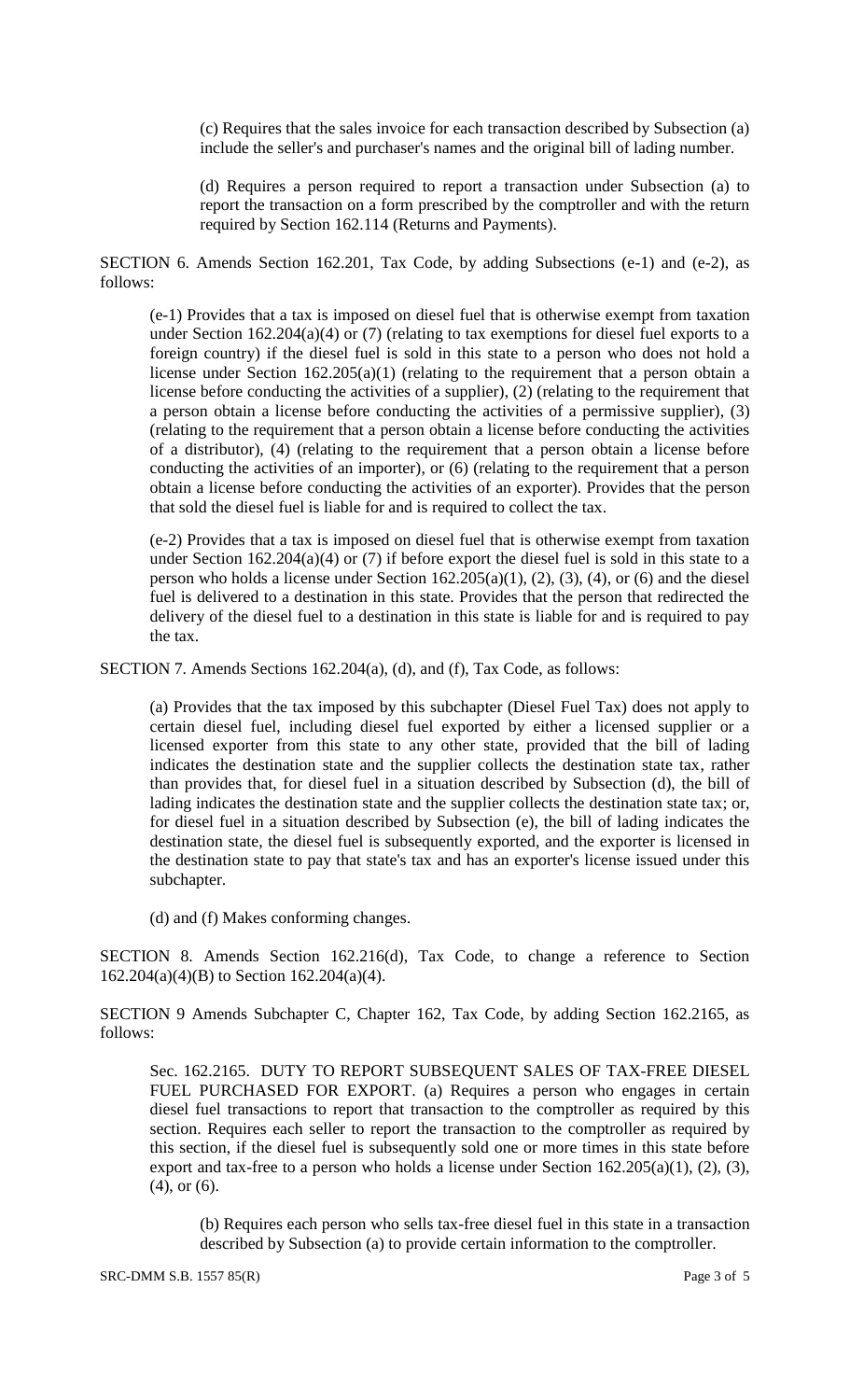(c) Requires that the sales invoice for each transaction described by Subsection (a) include the seller's and purchaser's names and the original bill of lading number.

(d) Requires a person required to report a transaction under Subsection (a) to report the transaction on a form prescribed by the comptroller and with the return required by Section 162.114 (Returns and Payments).

SECTION 6. Amends Section 162.201, Tax Code, by adding Subsections (e-1) and (e-2), as follows:

(e-1) Provides that a tax is imposed on diesel fuel that is otherwise exempt from taxation under Section 162.204(a)(4) or (7) (relating to tax exemptions for diesel fuel exports to a foreign country) if the diesel fuel is sold in this state to a person who does not hold a license under Section 162.205(a)(1) (relating to the requirement that a person obtain a license before conducting the activities of a supplier), (2) (relating to the requirement that a person obtain a license before conducting the activities of a permissive supplier), (3) (relating to the requirement that a person obtain a license before conducting the activities of a distributor), (4) (relating to the requirement that a person obtain a license before conducting the activities of an importer), or (6) (relating to the requirement that a person obtain a license before conducting the activities of an exporter). Provides that the person that sold the diesel fuel is liable for and is required to collect the tax.

(e-2) Provides that a tax is imposed on diesel fuel that is otherwise exempt from taxation under Section 162.204(a)(4) or (7) if before export the diesel fuel is sold in this state to a person who holds a license under Section 162.205(a)(1), (2), (3), (4), or (6) and the diesel fuel is delivered to a destination in this state. Provides that the person that redirected the delivery of the diesel fuel to a destination in this state is liable for and is required to pay the tax.

SECTION 7. Amends Sections 162.204(a), (d), and (f), Tax Code, as follows:

(a) Provides that the tax imposed by this subchapter (Diesel Fuel Tax) does not apply to certain diesel fuel, including diesel fuel exported by either a licensed supplier or a licensed exporter from this state to any other state, provided that the bill of lading indicates the destination state and the supplier collects the destination state tax, rather than provides that, for diesel fuel in a situation described by Subsection (d), the bill of lading indicates the destination state and the supplier collects the destination state tax; or, for diesel fuel in a situation described by Subsection (e), the bill of lading indicates the destination state, the diesel fuel is subsequently exported, and the exporter is licensed in the destination state to pay that state's tax and has an exporter's license issued under this subchapter.

(d) and (f) Makes conforming changes.

SECTION 8. Amends Section 162.216(d), Tax Code, to change a reference to Section 162.204(a)(4)(B) to Section 162.204(a)(4).

SECTION 9 Amends Subchapter C, Chapter 162, Tax Code, by adding Section 162.2165, as follows:

Sec. 162.2165. DUTY TO REPORT SUBSEQUENT SALES OF TAX-FREE DIESEL FUEL PURCHASED FOR EXPORT. (a) Requires a person who engages in certain diesel fuel transactions to report that transaction to the comptroller as required by this section. Requires each seller to report the transaction to the comptroller as required by this section, if the diesel fuel is subsequently sold one or more times in this state before export and tax-free to a person who holds a license under Section 162.205(a)(1), (2), (3), (4), or (6).

(b) Requires each person who sells tax-free diesel fuel in this state in a transaction described by Subsection (a) to provide certain information to the comptroller.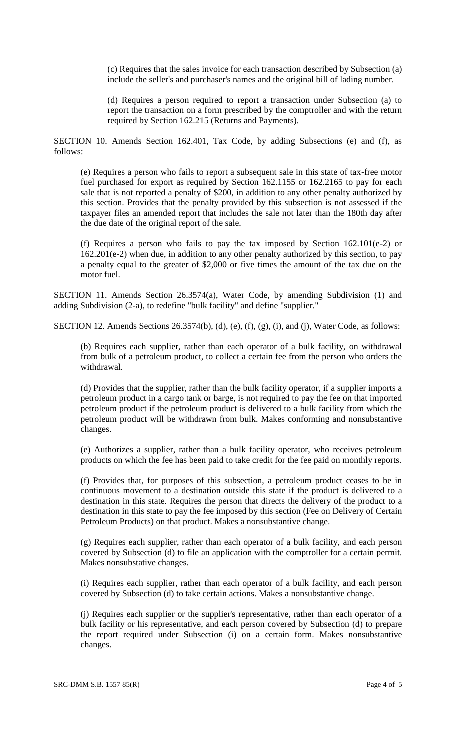(c) Requires that the sales invoice for each transaction described by Subsection (a) include the seller's and purchaser's names and the original bill of lading number.

(d) Requires a person required to report a transaction under Subsection (a) to report the transaction on a form prescribed by the comptroller and with the return required by Section 162.215 (Returns and Payments).

SECTION 10. Amends Section 162.401, Tax Code, by adding Subsections (e) and (f), as follows:

(e) Requires a person who fails to report a subsequent sale in this state of tax-free motor fuel purchased for export as required by Section 162.1155 or 162.2165 to pay for each sale that is not reported a penalty of $200, in addition to any other penalty authorized by this section. Provides that the penalty provided by this subsection is not assessed if the taxpayer files an amended report that includes the sale not later than the 180th day after the due date of the original report of the sale.

(f) Requires a person who fails to pay the tax imposed by Section 162.101(e-2) or 162.201(e-2) when due, in addition to any other penalty authorized by this section, to pay a penalty equal to the greater of $2,000 or five times the amount of the tax due on the motor fuel.

SECTION 11. Amends Section 26.3574(a), Water Code, by amending Subdivision (1) and adding Subdivision (2-a), to redefine "bulk facility" and define "supplier."

SECTION 12. Amends Sections 26.3574(b), (d), (e), (f), (g), (i), and (j), Water Code, as follows:

(b) Requires each supplier, rather than each operator of a bulk facility, on withdrawal from bulk of a petroleum product, to collect a certain fee from the person who orders the withdrawal.

(d) Provides that the supplier, rather than the bulk facility operator, if a supplier imports a petroleum product in a cargo tank or barge, is not required to pay the fee on that imported petroleum product if the petroleum product is delivered to a bulk facility from which the petroleum product will be withdrawn from bulk. Makes conforming and nonsubstantive changes.

(e) Authorizes a supplier, rather than a bulk facility operator, who receives petroleum products on which the fee has been paid to take credit for the fee paid on monthly reports.

(f) Provides that, for purposes of this subsection, a petroleum product ceases to be in continuous movement to a destination outside this state if the product is delivered to a destination in this state. Requires the person that directs the delivery of the product to a destination in this state to pay the fee imposed by this section (Fee on Delivery of Certain Petroleum Products) on that product. Makes a nonsubstantive change.

(g) Requires each supplier, rather than each operator of a bulk facility, and each person covered by Subsection (d) to file an application with the comptroller for a certain permit. Makes nonsubstative changes.

(i) Requires each supplier, rather than each operator of a bulk facility, and each person covered by Subsection (d) to take certain actions. Makes a nonsubstantive change.

(j) Requires each supplier or the supplier's representative, rather than each operator of a bulk facility or his representative, and each person covered by Subsection (d) to prepare the report required under Subsection (i) on a certain form. Makes nonsubstantive changes.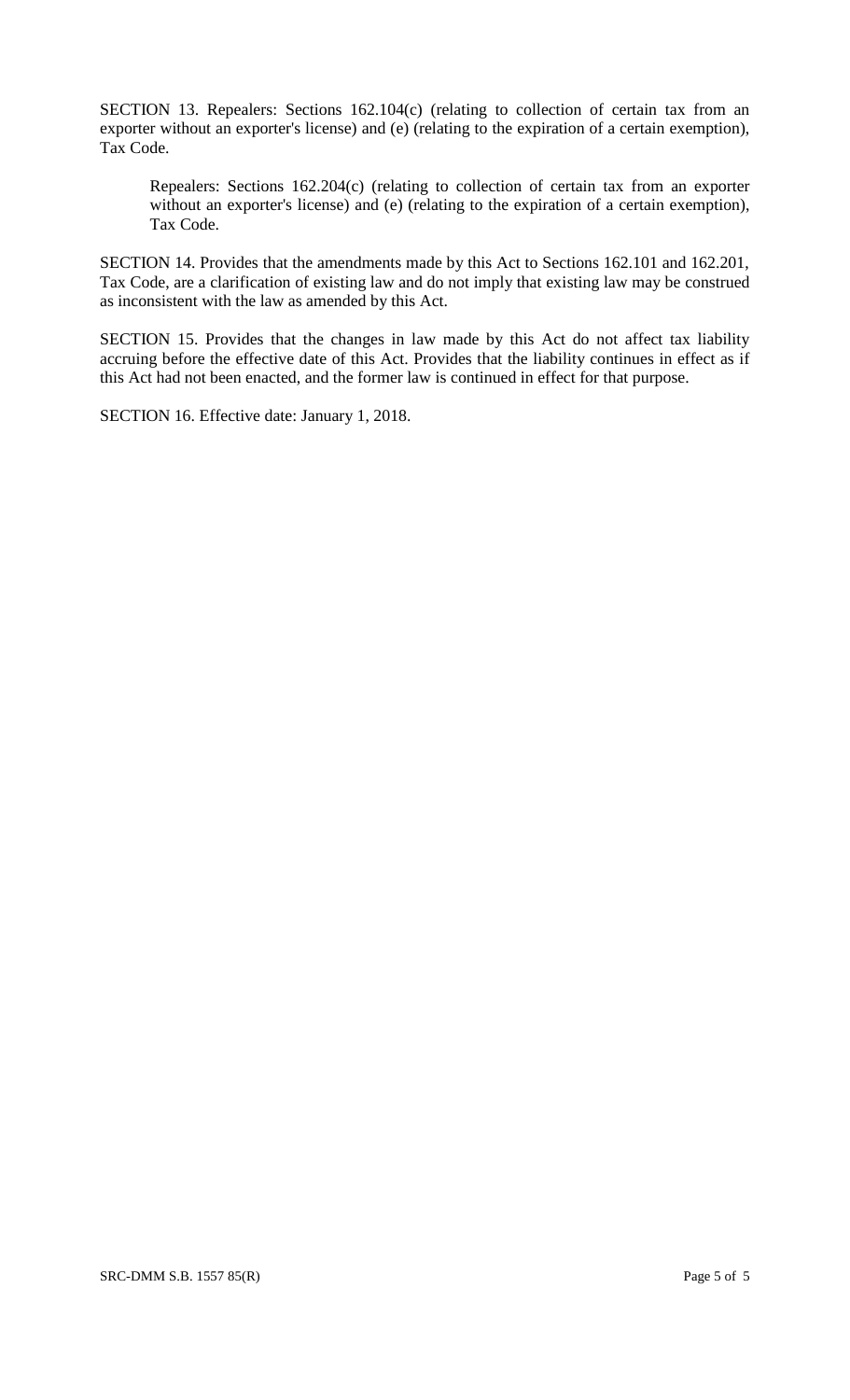SECTION 13. Repealers: Sections 162.104(c) (relating to collection of certain tax from an exporter without an exporter's license) and (e) (relating to the expiration of a certain exemption), Tax Code.

> Repealers: Sections 162.204(c) (relating to collection of certain tax from an exporter without an exporter's license) and (e) (relating to the expiration of a certain exemption), Tax Code.

SECTION 14. Provides that the amendments made by this Act to Sections 162.101 and 162.201, Tax Code, are a clarification of existing law and do not imply that existing law may be construed as inconsistent with the law as amended by this Act.

SECTION 15. Provides that the changes in law made by this Act do not affect tax liability accruing before the effective date of this Act. Provides that the liability continues in effect as if this Act had not been enacted, and the former law is continued in effect for that purpose.

SECTION 16. Effective date: January 1, 2018.